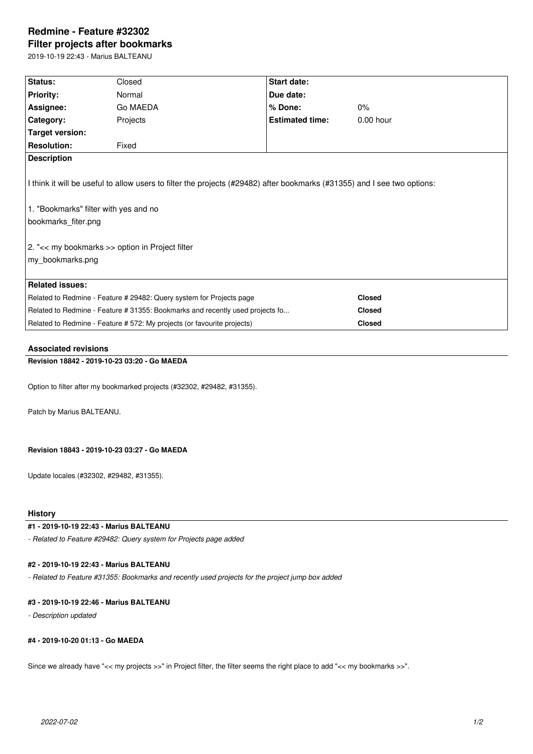# Redmine - Feature #32302

## Filter projects after bookmarks

2019-10-19 22:43 - Marius BALTEANU

| Status: | Closed | Start date: | |
|---|---|---|---|
| Priority: | Normal | Due date: | |
| Assignee: | Go MAEDA | % Done: | 0% |
| Category: | Projects | Estimated time: | 0.00 hour |
| Target version: | | | |
| Resolution: | Fixed | | |

**Description**

I think it will be useful to allow users to filter the projects (#29482) after bookmarks (#31355) and I see two options:

1. "Bookmarks" filter with yes and no
bookmarks_fiter.png

2. "<< my bookmarks >> option in Project filter
my_bookmarks.png

**Related issues:**

| | |
|---|---|
| Related to Redmine - Feature # 29482: Query system for Projects page | **Closed** |
| Related to Redmine - Feature # 31355: Bookmarks and recently used projects fo... | **Closed** |
| Related to Redmine - Feature # 572: My projects (or favourite projects) | **Closed** |

### Associated revisions

**Revision 18842 - 2019-10-23 03:20 - Go MAEDA**

Option to filter after my bookmarked projects (#32302, #29482, #31355).

Patch by Marius BALTEANU.

**Revision 18843 - 2019-10-23 03:27 - Go MAEDA**

Update locales (#32302, #29482, #31355).

### History

**#1 - 2019-10-19 22:43 - Marius BALTEANU**

*- Related to Feature #29482: Query system for Projects page added*

**#2 - 2019-10-19 22:43 - Marius BALTEANU**

*- Related to Feature #31355: Bookmarks and recently used projects for the project jump box added*

**#3 - 2019-10-19 22:46 - Marius BALTEANU**

*- Description updated*

**#4 - 2019-10-20 01:13 - Go MAEDA**

Since we already have "<< my projects >>" in Project filter, the filter seems the right place to add "<< my bookmarks >>".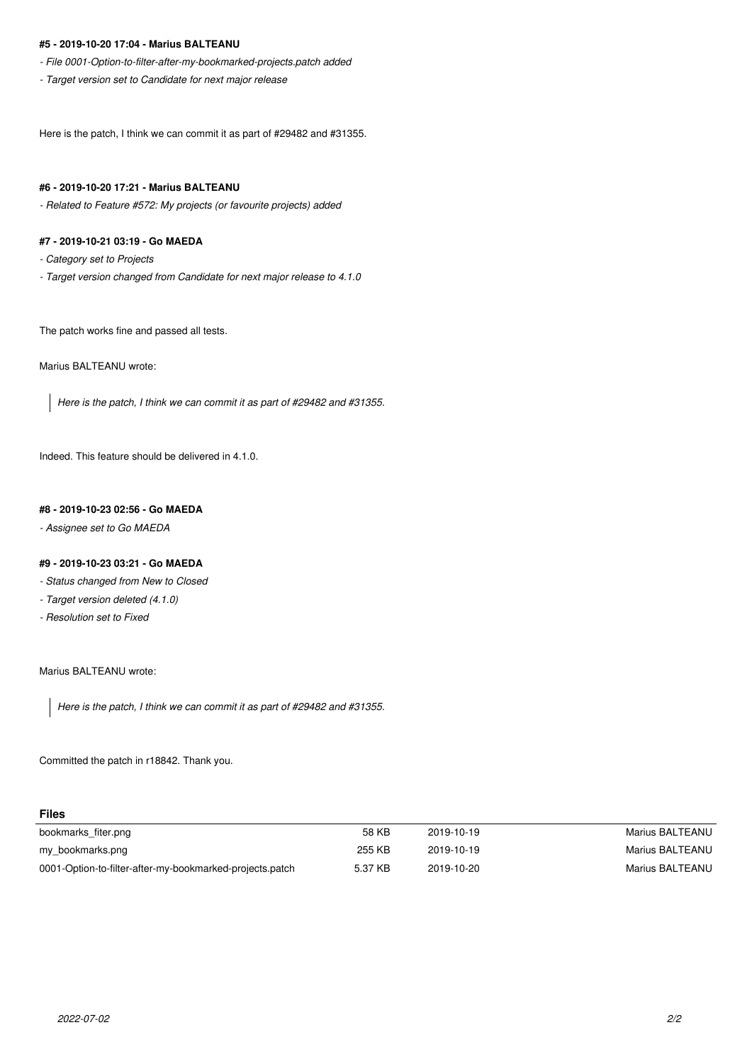#### #5 - 2019-10-20 17:04 - Marius BALTEANU

- *File 0001-Option-to-filter-after-my-bookmarked-projects.patch added*
- *Target version set to Candidate for next major release*

Here is the patch, I think we can commit it as part of #29482 and #31355.

#### #6 - 2019-10-20 17:21 - Marius BALTEANU

- *Related to Feature #572: My projects (or favourite projects) added*

#### #7 - 2019-10-21 03:19 - Go MAEDA

- *Category set to Projects*
- *Target version changed from Candidate for next major release to 4.1.0*

The patch works fine and passed all tests.

Marius BALTEANU wrote:

> *Here is the patch, I think we can commit it as part of #29482 and #31355.*

Indeed. This feature should be delivered in 4.1.0.

#### #8 - 2019-10-23 02:56 - Go MAEDA

- *Assignee set to Go MAEDA*

#### #9 - 2019-10-23 03:21 - Go MAEDA

- *Status changed from New to Closed*
- *Target version deleted (4.1.0)*
- *Resolution set to Fixed*

Marius BALTEANU wrote:

> *Here is the patch, I think we can commit it as part of #29482 and #31355.*

Committed the patch in r18842. Thank you.

### Files

| | | | |
|---|---|---|---|
| bookmarks_fiter.png | 58 KB | 2019-10-19 | Marius BALTEANU |
| my_bookmarks.png | 255 KB | 2019-10-19 | Marius BALTEANU |
| 0001-Option-to-filter-after-my-bookmarked-projects.patch | 5.37 KB | 2019-10-20 | Marius BALTEANU |